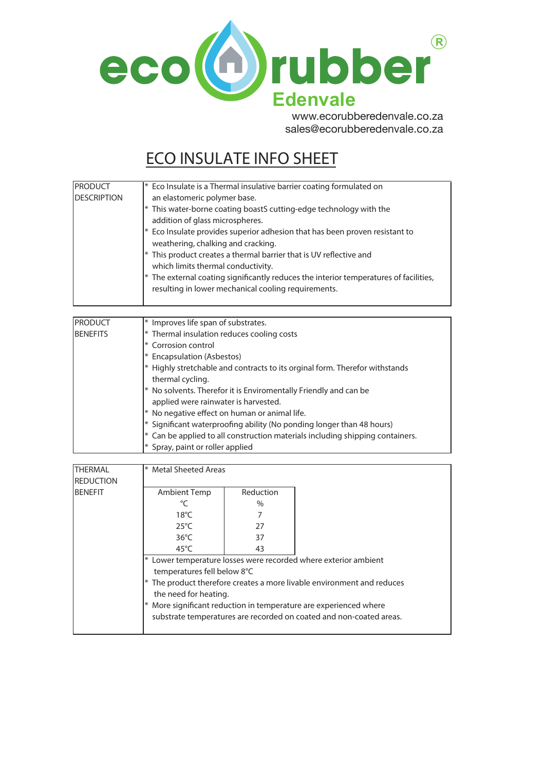eco rubber®

Edenvale

www.ecorubberedenvale.co.za
sales@ecorubberedenvale.co.za

# ECO INSULATE INFO SHEET

| PRODUCT DESCRIPTION | * Eco Insulate is a Thermal insulative barrier coating formulated on an elastomeric polymer base.<br>* This water-borne coating boastS cutting-edge technology with the addition of glass microspheres.<br>* Eco Insulate provides superior adhesion that has been proven resistant to weathering, chalking and cracking.<br>* This product creates a thermal barrier that is UV reflective and which limits thermal conductivity.<br>* The external coating significantly reduces the interior temperatures of facilities, resulting in lower mechanical cooling requirements. |
|---|---|

| PRODUCT BENEFITS | * Improves life span of substrates.<br>* Thermal insulation reduces cooling costs<br>* Corrosion control<br>* Encapsulation (Asbestos)<br>* Highly stretchable and contracts to its orginal form. Therefor withstands thermal cycling.<br>* No solvents. Therefor it is Enviromentally Friendly and can be applied were rainwater is harvested.<br>* No negative effect on human or animal life.<br>* Significant waterproofing ability (No ponding longer than 48 hours)<br>* Can be applied to all construction materials including shipping containers.<br>* Spray, paint or roller applied |
|---|---|

**THERMAL REDUCTION BENEFIT**

* Metal Sheeted Areas

| Ambient Temp °C | Reduction % |
|---|---|
| 18°C | 7 |
| 25°C | 27 |
| 36°C | 37 |
| 45°C | 43 |

* Lower temperature losses were recorded where exterior ambient temperatures fell below 8°C
* The product therefore creates a more livable environment and reduces the need for heating.
* More significant reduction in temperature are experienced where substrate temperatures are recorded on coated and non-coated areas.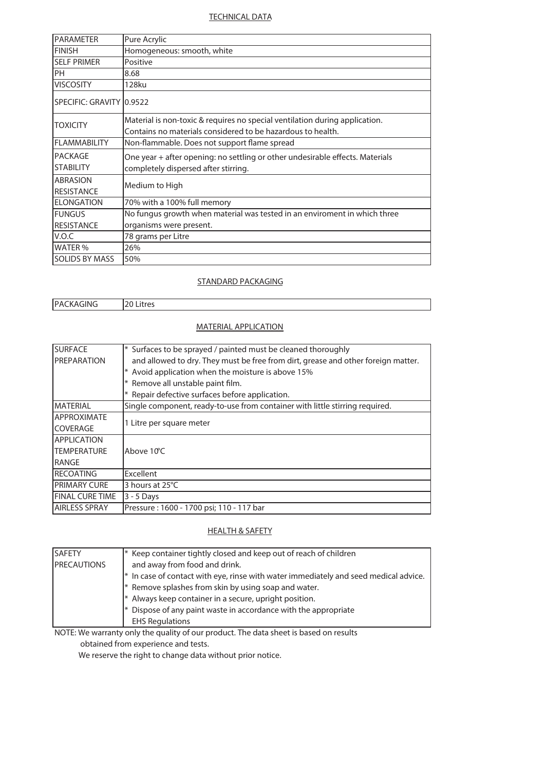## TECHNICAL DATA

| | |
|---|---|
| PARAMETER | Pure Acrylic |
| FINISH | Homogeneous: smooth, white |
| SELF PRIMER | Positive |
| PH | 8.68 |
| VISCOSITY | 128ku |
| SPECIFIC: GRAVITY | 0.9522 |
| TOXICITY | Material is non-toxic & requires no special ventilation during application. Contains no materials considered to be hazardous to health. |
| FLAMMABILITY | Non-flammable. Does not support flame spread |
| PACKAGE STABILITY | One year + after opening: no settling or other undesirable effects. Materials completely dispersed after stirring. |
| ABRASION RESISTANCE | Medium to High |
| ELONGATION | 70% with a 100% full memory |
| FUNGUS RESISTANCE | No fungus growth when material was tested in an enviroment in which three organisms were present. |
| V.O.C | 78 grams per Litre |
| WATER % | 26% |
| SOLIDS BY MASS | 50% |

## STANDARD PACKAGING

| | |
|---|---|
| PACKAGING | 20 Litres |

## MATERIAL APPLICATION

| | |
|---|---|
| SURFACE PREPARATION | * Surfaces to be sprayed / painted must be cleaned thoroughly and allowed to dry. They must be free from dirt, grease and other foreign matter.<br>* Avoid application when the moisture is above 15%<br>* Remove all unstable paint film.<br>* Repair defective surfaces before application. |
| MATERIAL | Single component, ready-to-use from container with little stirring required. |
| APPROXIMATE COVERAGE | 1 Litre per square meter |
| APPLICATION TEMPERATURE RANGE | Above 10°C |
| RECOATING | Excellent |
| PRIMARY CURE | 3 hours at 25°C |
| FINAL CURE TIME | 3 - 5 Days |
| AIRLESS SPRAY | Pressure : 1600 - 1700 psi; 110 - 117 bar |

## HEALTH & SAFETY

| | |
|---|---|
| SAFETY PRECAUTIONS | * Keep container tightly closed and keep out of reach of children and away from food and drink.<br>* In case of contact with eye, rinse with water immediately and seed medical advice.<br>* Remove splashes from skin by using soap and water.<br>* Always keep container in a secure, upright position.<br>* Dispose of any paint waste in accordance with the appropriate EHS Regulations |

NOTE: We warranty only the quality of our product. The data sheet is based on results obtained from experience and tests.

We reserve the right to change data without prior notice.